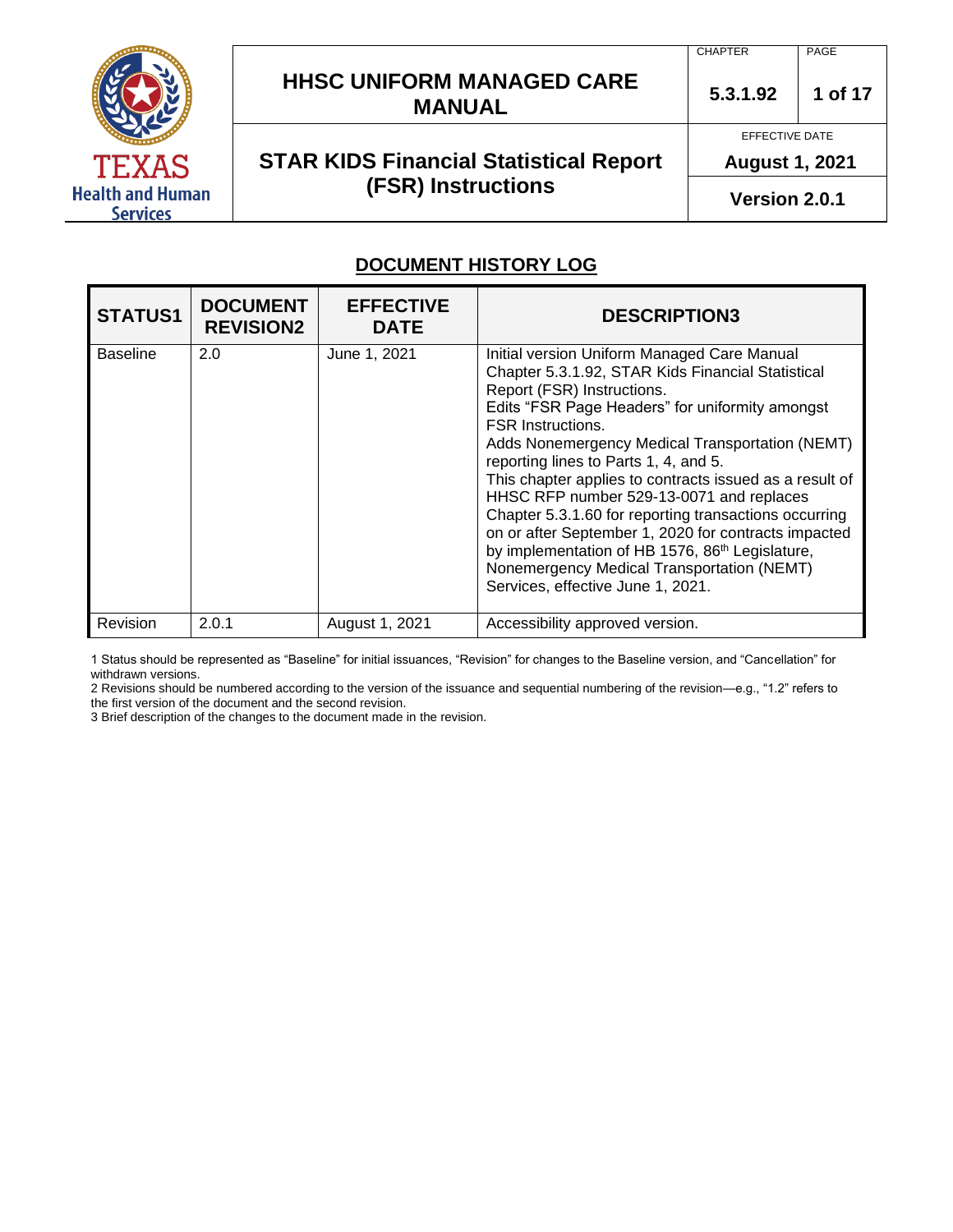# HHSC UNIFORM MANAGED CARE MANUAL

## STAR KIDS Financial Statistical Report (FSR) Instructions

| CHAPTER | PAGE |
|---|---|
| 5.3.1.92 | 1 of 17 |

EFFECTIVE DATE: August 1, 2021

Version 2.0.1

## DOCUMENT HISTORY LOG

| STATUS[1] | DOCUMENT REVISION[2] | EFFECTIVE DATE | DESCRIPTION[3] |
|---|---|---|---|
| Baseline | 2.0 | June 1, 2021 | Initial version Uniform Managed Care Manual Chapter 5.3.1.92, STAR Kids Financial Statistical Report (FSR) Instructions. Edits "FSR Page Headers" for uniformity amongst FSR Instructions. Adds Nonemergency Medical Transportation (NEMT) reporting lines to Parts 1, 4, and 5. This chapter applies to contracts issued as a result of HHSC RFP number 529-13-0071 and replaces Chapter 5.3.1.60 for reporting transactions occurring on or after September 1, 2020 for contracts impacted by implementation of HB 1576, 86th Legislature, Nonemergency Medical Transportation (NEMT) Services, effective June 1, 2021. |
| Revision | 2.0.1 | August 1, 2021 | Accessibility approved version. |

1 Status should be represented as "Baseline" for initial issuances, "Revision" for changes to the Baseline version, and "Cancellation" for withdrawn versions.

2 Revisions should be numbered according to the version of the issuance and sequential numbering of the revision—e.g., "1.2" refers to the first version of the document and the second revision.

3 Brief description of the changes to the document made in the revision.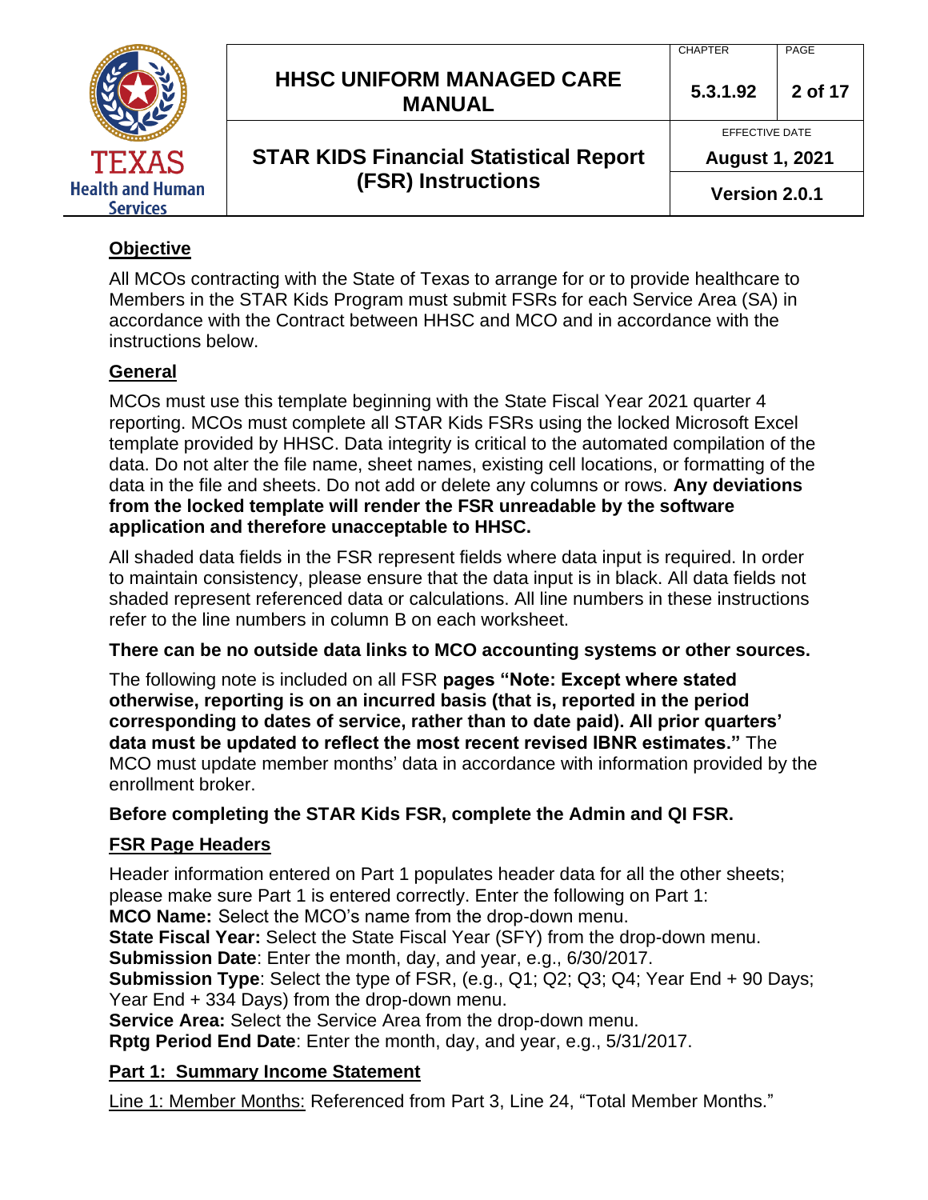## Objective

All MCOs contracting with the State of Texas to arrange for or to provide healthcare to Members in the STAR Kids Program must submit FSRs for each Service Area (SA) in accordance with the Contract between HHSC and MCO and in accordance with the instructions below.

## General

MCOs must use this template beginning with the State Fiscal Year 2021 quarter 4 reporting. MCOs must complete all STAR Kids FSRs using the locked Microsoft Excel template provided by HHSC. Data integrity is critical to the automated compilation of the data. Do not alter the file name, sheet names, existing cell locations, or formatting of the data in the file and sheets. Do not add or delete any columns or rows. **Any deviations from the locked template will render the FSR unreadable by the software application and therefore unacceptable to HHSC.**

All shaded data fields in the FSR represent fields where data input is required. In order to maintain consistency, please ensure that the data input is in black. All data fields not shaded represent referenced data or calculations. All line numbers in these instructions refer to the line numbers in column B on each worksheet.

**There can be no outside data links to MCO accounting systems or other sources.**

The following note is included on all FSR **pages "Note: Except where stated otherwise, reporting is on an incurred basis (that is, reported in the period corresponding to dates of service, rather than to date paid). All prior quarters' data must be updated to reflect the most recent revised IBNR estimates."** The MCO must update member months' data in accordance with information provided by the enrollment broker.

**Before completing the STAR Kids FSR, complete the Admin and QI FSR.**

## FSR Page Headers

Header information entered on Part 1 populates header data for all the other sheets; please make sure Part 1 is entered correctly. Enter the following on Part 1:
**MCO Name:** Select the MCO's name from the drop-down menu.
**State Fiscal Year:** Select the State Fiscal Year (SFY) from the drop-down menu.
**Submission Date**: Enter the month, day, and year, e.g., 6/30/2017.
**Submission Type**: Select the type of FSR, (e.g., Q1; Q2; Q3; Q4; Year End + 90 Days; Year End + 334 Days) from the drop-down menu.
**Service Area:** Select the Service Area from the drop-down menu.
**Rptg Period End Date**: Enter the month, day, and year, e.g., 5/31/2017.

## Part 1: Summary Income Statement

Line 1: Member Months: Referenced from Part 3, Line 24, "Total Member Months."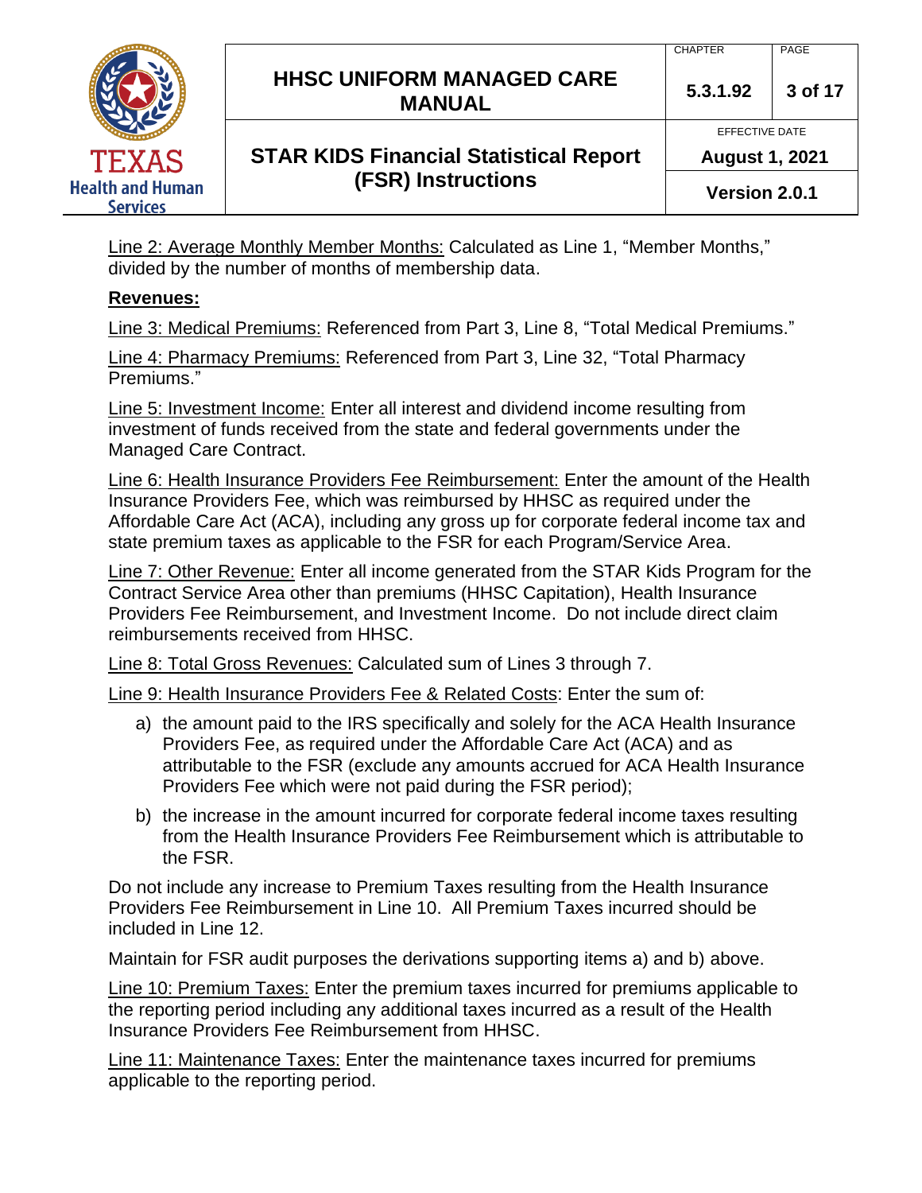Line 2: Average Monthly Member Months: Calculated as Line 1, "Member Months," divided by the number of months of membership data.

**Revenues:**

Line 3: Medical Premiums: Referenced from Part 3, Line 8, "Total Medical Premiums."

Line 4: Pharmacy Premiums: Referenced from Part 3, Line 32, "Total Pharmacy Premiums."

Line 5: Investment Income: Enter all interest and dividend income resulting from investment of funds received from the state and federal governments under the Managed Care Contract.

Line 6: Health Insurance Providers Fee Reimbursement: Enter the amount of the Health Insurance Providers Fee, which was reimbursed by HHSC as required under the Affordable Care Act (ACA), including any gross up for corporate federal income tax and state premium taxes as applicable to the FSR for each Program/Service Area.

Line 7: Other Revenue: Enter all income generated from the STAR Kids Program for the Contract Service Area other than premiums (HHSC Capitation), Health Insurance Providers Fee Reimbursement, and Investment Income. Do not include direct claim reimbursements received from HHSC.

Line 8: Total Gross Revenues: Calculated sum of Lines 3 through 7.

Line 9: Health Insurance Providers Fee & Related Costs: Enter the sum of:

a) the amount paid to the IRS specifically and solely for the ACA Health Insurance Providers Fee, as required under the Affordable Care Act (ACA) and as attributable to the FSR (exclude any amounts accrued for ACA Health Insurance Providers Fee which were not paid during the FSR period);

b) the increase in the amount incurred for corporate federal income taxes resulting from the Health Insurance Providers Fee Reimbursement which is attributable to the FSR.

Do not include any increase to Premium Taxes resulting from the Health Insurance Providers Fee Reimbursement in Line 10. All Premium Taxes incurred should be included in Line 12.

Maintain for FSR audit purposes the derivations supporting items a) and b) above.

Line 10: Premium Taxes: Enter the premium taxes incurred for premiums applicable to the reporting period including any additional taxes incurred as a result of the Health Insurance Providers Fee Reimbursement from HHSC.

Line 11: Maintenance Taxes: Enter the maintenance taxes incurred for premiums applicable to the reporting period.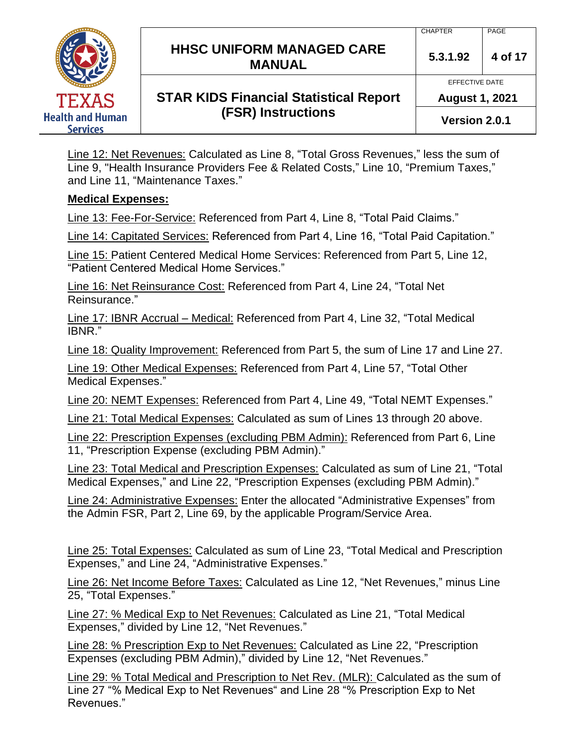Line 12: Net Revenues: Calculated as Line 8, “Total Gross Revenues,” less the sum of Line 9, "Health Insurance Providers Fee & Related Costs,” Line 10, “Premium Taxes,” and Line 11, “Maintenance Taxes.”

**Medical Expenses:**

Line 13: Fee-For-Service: Referenced from Part 4, Line 8, “Total Paid Claims.”

Line 14: Capitated Services: Referenced from Part 4, Line 16, “Total Paid Capitation.”

Line 15: Patient Centered Medical Home Services: Referenced from Part 5, Line 12, “Patient Centered Medical Home Services.”

Line 16: Net Reinsurance Cost: Referenced from Part 4, Line 24, “Total Net Reinsurance.”

Line 17: IBNR Accrual – Medical: Referenced from Part 4, Line 32, “Total Medical IBNR.”

Line 18: Quality Improvement: Referenced from Part 5, the sum of Line 17 and Line 27.

Line 19: Other Medical Expenses: Referenced from Part 4, Line 57, “Total Other Medical Expenses.”

Line 20: NEMT Expenses: Referenced from Part 4, Line 49, “Total NEMT Expenses.”

Line 21: Total Medical Expenses: Calculated as sum of Lines 13 through 20 above.

Line 22: Prescription Expenses (excluding PBM Admin): Referenced from Part 6, Line 11, “Prescription Expense (excluding PBM Admin).”

Line 23: Total Medical and Prescription Expenses: Calculated as sum of Line 21, “Total Medical Expenses,” and Line 22, “Prescription Expenses (excluding PBM Admin).”

Line 24: Administrative Expenses: Enter the allocated “Administrative Expenses” from the Admin FSR, Part 2, Line 69, by the applicable Program/Service Area.

Line 25: Total Expenses: Calculated as sum of Line 23, “Total Medical and Prescription Expenses,” and Line 24, “Administrative Expenses.”

Line 26: Net Income Before Taxes: Calculated as Line 12, “Net Revenues,” minus Line 25, “Total Expenses.”

Line 27: % Medical Exp to Net Revenues: Calculated as Line 21, “Total Medical Expenses,” divided by Line 12, “Net Revenues.”

Line 28: % Prescription Exp to Net Revenues: Calculated as Line 22, “Prescription Expenses (excluding PBM Admin),” divided by Line 12, “Net Revenues.”

Line 29: % Total Medical and Prescription to Net Rev. (MLR): Calculated as the sum of Line 27 “% Medical Exp to Net Revenues“ and Line 28 “% Prescription Exp to Net Revenues.”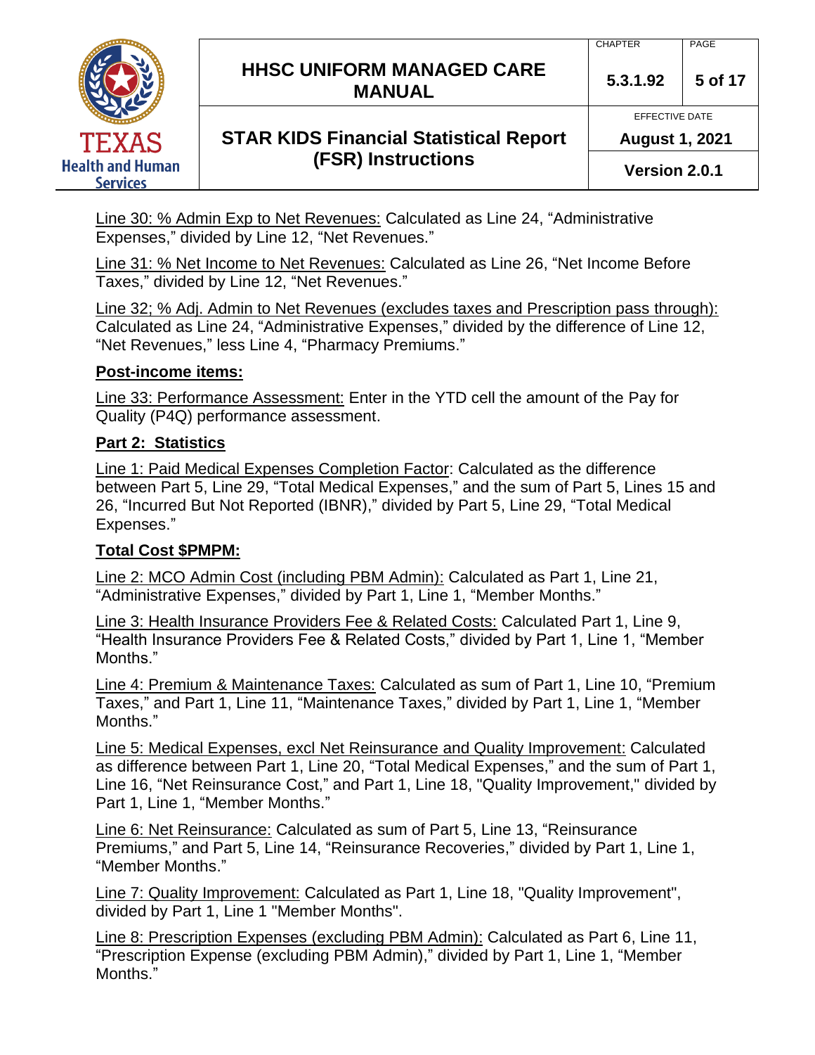Line 30: % Admin Exp to Net Revenues: Calculated as Line 24, "Administrative Expenses," divided by Line 12, "Net Revenues."

Line 31: % Net Income to Net Revenues: Calculated as Line 26, "Net Income Before Taxes," divided by Line 12, "Net Revenues."

Line 32; % Adj. Admin to Net Revenues (excludes taxes and Prescription pass through): Calculated as Line 24, "Administrative Expenses," divided by the difference of Line 12, "Net Revenues," less Line 4, "Pharmacy Premiums."

**Post-income items:**

Line 33: Performance Assessment: Enter in the YTD cell the amount of the Pay for Quality (P4Q) performance assessment.

**Part 2: Statistics**

Line 1: Paid Medical Expenses Completion Factor: Calculated as the difference between Part 5, Line 29, "Total Medical Expenses," and the sum of Part 5, Lines 15 and 26, "Incurred But Not Reported (IBNR)," divided by Part 5, Line 29, "Total Medical Expenses."

**Total Cost $PMPM:**

Line 2: MCO Admin Cost (including PBM Admin): Calculated as Part 1, Line 21, "Administrative Expenses," divided by Part 1, Line 1, "Member Months."

Line 3: Health Insurance Providers Fee & Related Costs: Calculated Part 1, Line 9, "Health Insurance Providers Fee & Related Costs," divided by Part 1, Line 1, "Member Months."

Line 4: Premium & Maintenance Taxes: Calculated as sum of Part 1, Line 10, "Premium Taxes," and Part 1, Line 11, "Maintenance Taxes," divided by Part 1, Line 1, "Member Months."

Line 5: Medical Expenses, excl Net Reinsurance and Quality Improvement: Calculated as difference between Part 1, Line 20, "Total Medical Expenses," and the sum of Part 1, Line 16, "Net Reinsurance Cost," and Part 1, Line 18, "Quality Improvement," divided by Part 1, Line 1, "Member Months."

Line 6: Net Reinsurance: Calculated as sum of Part 5, Line 13, "Reinsurance Premiums," and Part 5, Line 14, "Reinsurance Recoveries," divided by Part 1, Line 1, "Member Months."

Line 7: Quality Improvement: Calculated as Part 1, Line 18, "Quality Improvement", divided by Part 1, Line 1 "Member Months".

Line 8: Prescription Expenses (excluding PBM Admin): Calculated as Part 6, Line 11, "Prescription Expense (excluding PBM Admin)," divided by Part 1, Line 1, "Member Months."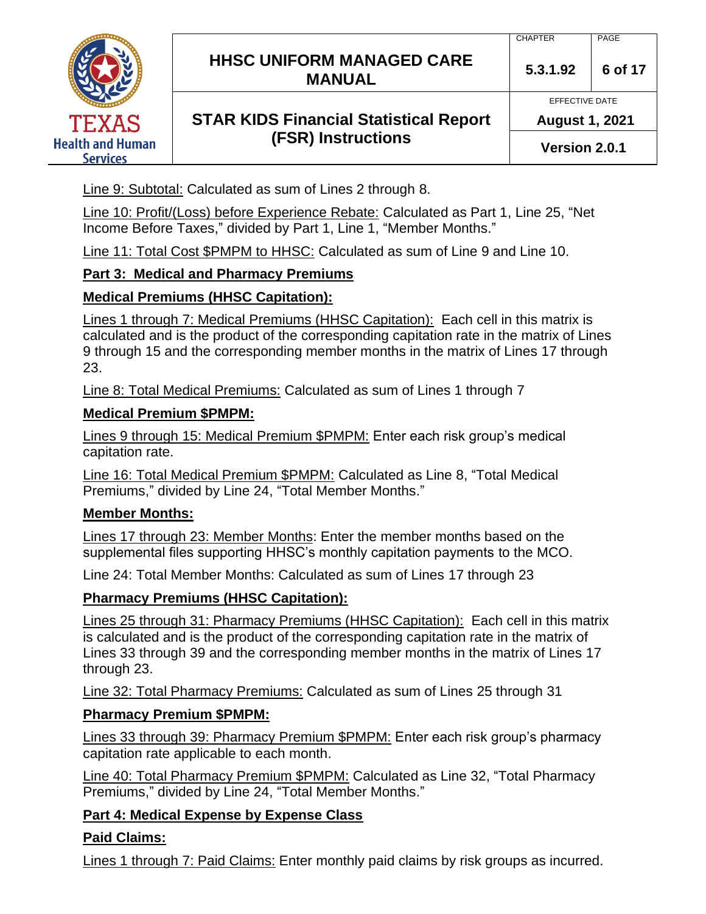Line 9: Subtotal: Calculated as sum of Lines 2 through 8.

Line 10: Profit/(Loss) before Experience Rebate: Calculated as Part 1, Line 25, "Net Income Before Taxes," divided by Part 1, Line 1, "Member Months."

Line 11: Total Cost $PMPM to HHSC: Calculated as sum of Line 9 and Line 10.

**Part 3: Medical and Pharmacy Premiums**

**Medical Premiums (HHSC Capitation):**

Lines 1 through 7: Medical Premiums (HHSC Capitation): Each cell in this matrix is calculated and is the product of the corresponding capitation rate in the matrix of Lines 9 through 15 and the corresponding member months in the matrix of Lines 17 through 23.

Line 8: Total Medical Premiums: Calculated as sum of Lines 1 through 7

**Medical Premium $PMPM:**

Lines 9 through 15: Medical Premium $PMPM: Enter each risk group's medical capitation rate.

Line 16: Total Medical Premium $PMPM: Calculated as Line 8, "Total Medical Premiums," divided by Line 24, "Total Member Months."

**Member Months:**

Lines 17 through 23: Member Months: Enter the member months based on the supplemental files supporting HHSC's monthly capitation payments to the MCO.

Line 24: Total Member Months: Calculated as sum of Lines 17 through 23

**Pharmacy Premiums (HHSC Capitation):**

Lines 25 through 31: Pharmacy Premiums (HHSC Capitation): Each cell in this matrix is calculated and is the product of the corresponding capitation rate in the matrix of Lines 33 through 39 and the corresponding member months in the matrix of Lines 17 through 23.

Line 32: Total Pharmacy Premiums: Calculated as sum of Lines 25 through 31

**Pharmacy Premium $PMPM:**

Lines 33 through 39: Pharmacy Premium $PMPM: Enter each risk group's pharmacy capitation rate applicable to each month.

Line 40: Total Pharmacy Premium $PMPM: Calculated as Line 32, "Total Pharmacy Premiums," divided by Line 24, "Total Member Months."

**Part 4: Medical Expense by Expense Class**

**Paid Claims:**

Lines 1 through 7: Paid Claims: Enter monthly paid claims by risk groups as incurred.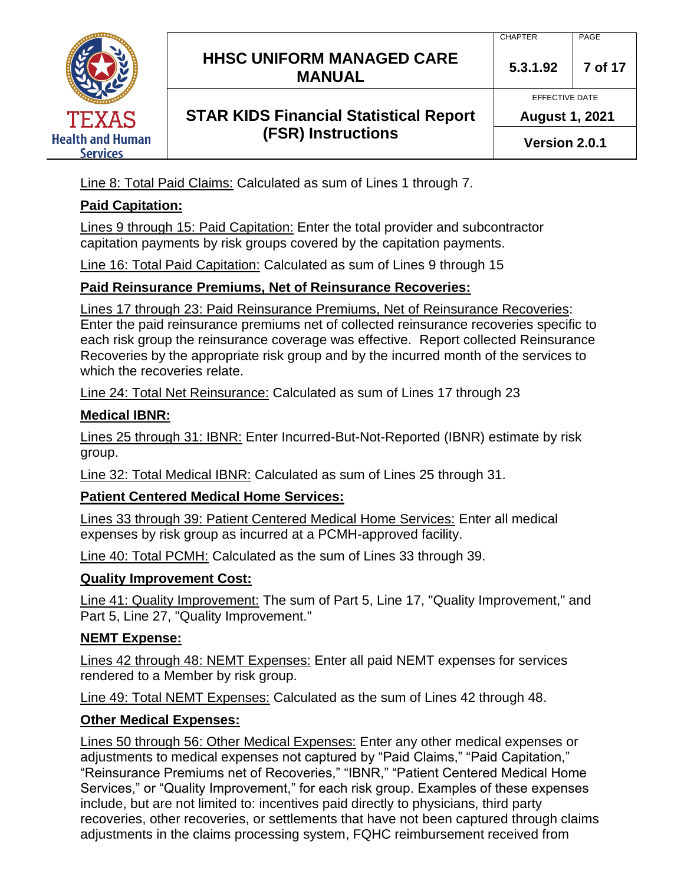Line 8: Total Paid Claims: Calculated as sum of Lines 1 through 7.

**Paid Capitation:**

Lines 9 through 15: Paid Capitation: Enter the total provider and subcontractor capitation payments by risk groups covered by the capitation payments.

Line 16: Total Paid Capitation: Calculated as sum of Lines 9 through 15

**Paid Reinsurance Premiums, Net of Reinsurance Recoveries:**

Lines 17 through 23: Paid Reinsurance Premiums, Net of Reinsurance Recoveries: Enter the paid reinsurance premiums net of collected reinsurance recoveries specific to each risk group the reinsurance coverage was effective. Report collected Reinsurance Recoveries by the appropriate risk group and by the incurred month of the services to which the recoveries relate.

Line 24: Total Net Reinsurance: Calculated as sum of Lines 17 through 23

**Medical IBNR:**

Lines 25 through 31: IBNR: Enter Incurred-But-Not-Reported (IBNR) estimate by risk group.

Line 32: Total Medical IBNR: Calculated as sum of Lines 25 through 31.

**Patient Centered Medical Home Services:**

Lines 33 through 39: Patient Centered Medical Home Services: Enter all medical expenses by risk group as incurred at a PCMH-approved facility.

Line 40: Total PCMH: Calculated as the sum of Lines 33 through 39.

**Quality Improvement Cost:**

Line 41: Quality Improvement: The sum of Part 5, Line 17, "Quality Improvement," and Part 5, Line 27, "Quality Improvement."

**NEMT Expense:**

Lines 42 through 48: NEMT Expenses: Enter all paid NEMT expenses for services rendered to a Member by risk group.

Line 49: Total NEMT Expenses: Calculated as the sum of Lines 42 through 48.

**Other Medical Expenses:**

Lines 50 through 56: Other Medical Expenses: Enter any other medical expenses or adjustments to medical expenses not captured by "Paid Claims," "Paid Capitation," "Reinsurance Premiums net of Recoveries," "IBNR," "Patient Centered Medical Home Services," or "Quality Improvement," for each risk group. Examples of these expenses include, but are not limited to: incentives paid directly to physicians, third party recoveries, other recoveries, or settlements that have not been captured through claims adjustments in the claims processing system, FQHC reimbursement received from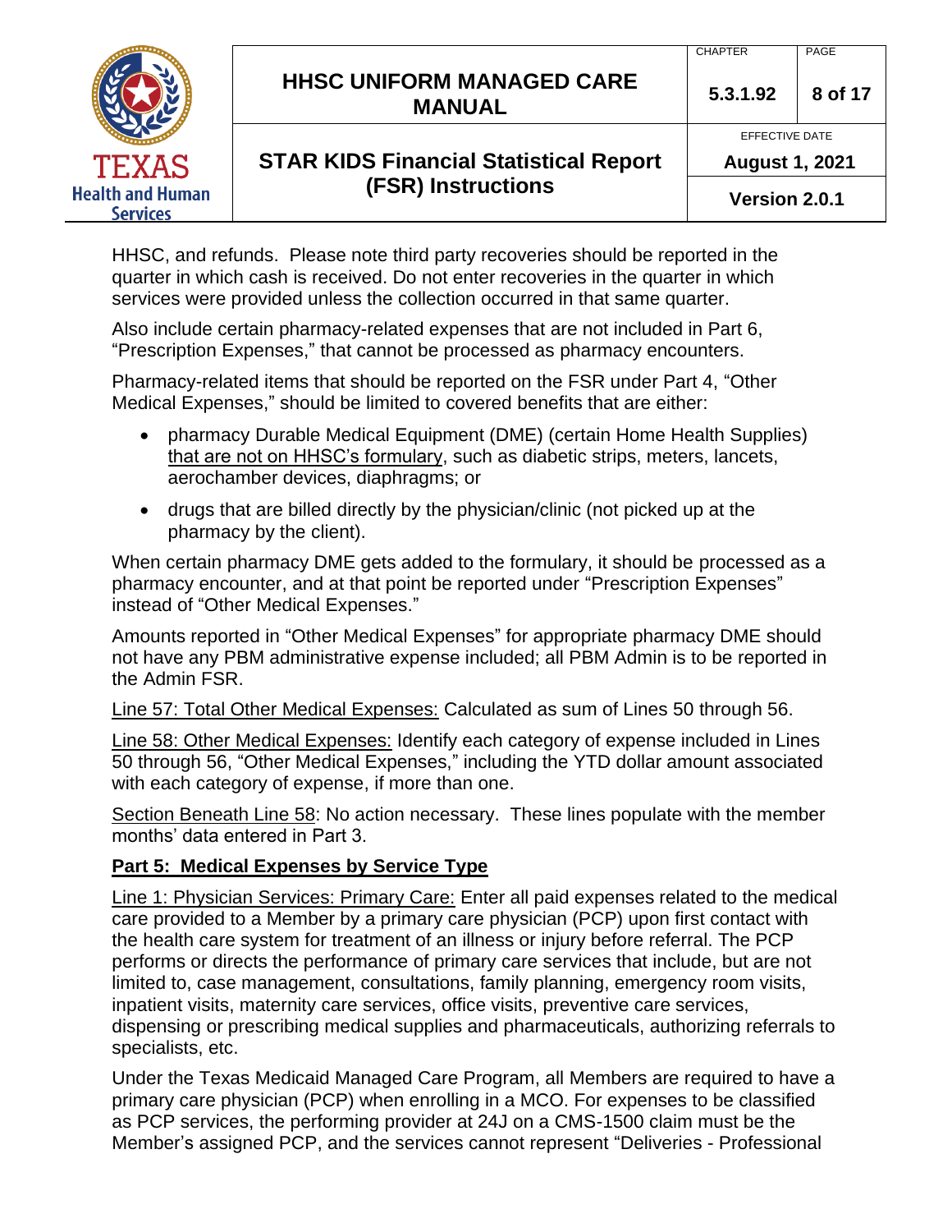HHSC, and refunds. Please note third party recoveries should be reported in the quarter in which cash is received. Do not enter recoveries in the quarter in which services were provided unless the collection occurred in that same quarter.

Also include certain pharmacy-related expenses that are not included in Part 6, "Prescription Expenses," that cannot be processed as pharmacy encounters.

Pharmacy-related items that should be reported on the FSR under Part 4, "Other Medical Expenses," should be limited to covered benefits that are either:

- pharmacy Durable Medical Equipment (DME) (certain Home Health Supplies) that are not on HHSC's formulary, such as diabetic strips, meters, lancets, aerochamber devices, diaphragms; or
- drugs that are billed directly by the physician/clinic (not picked up at the pharmacy by the client).

When certain pharmacy DME gets added to the formulary, it should be processed as a pharmacy encounter, and at that point be reported under "Prescription Expenses" instead of "Other Medical Expenses."

Amounts reported in "Other Medical Expenses" for appropriate pharmacy DME should not have any PBM administrative expense included; all PBM Admin is to be reported in the Admin FSR.

Line 57: Total Other Medical Expenses: Calculated as sum of Lines 50 through 56.

Line 58: Other Medical Expenses: Identify each category of expense included in Lines 50 through 56, "Other Medical Expenses," including the YTD dollar amount associated with each category of expense, if more than one.

Section Beneath Line 58: No action necessary. These lines populate with the member months' data entered in Part 3.

**Part 5: Medical Expenses by Service Type**

Line 1: Physician Services: Primary Care: Enter all paid expenses related to the medical care provided to a Member by a primary care physician (PCP) upon first contact with the health care system for treatment of an illness or injury before referral. The PCP performs or directs the performance of primary care services that include, but are not limited to, case management, consultations, family planning, emergency room visits, inpatient visits, maternity care services, office visits, preventive care services, dispensing or prescribing medical supplies and pharmaceuticals, authorizing referrals to specialists, etc.

Under the Texas Medicaid Managed Care Program, all Members are required to have a primary care physician (PCP) when enrolling in a MCO. For expenses to be classified as PCP services, the performing provider at 24J on a CMS-1500 claim must be the Member's assigned PCP, and the services cannot represent "Deliveries - Professional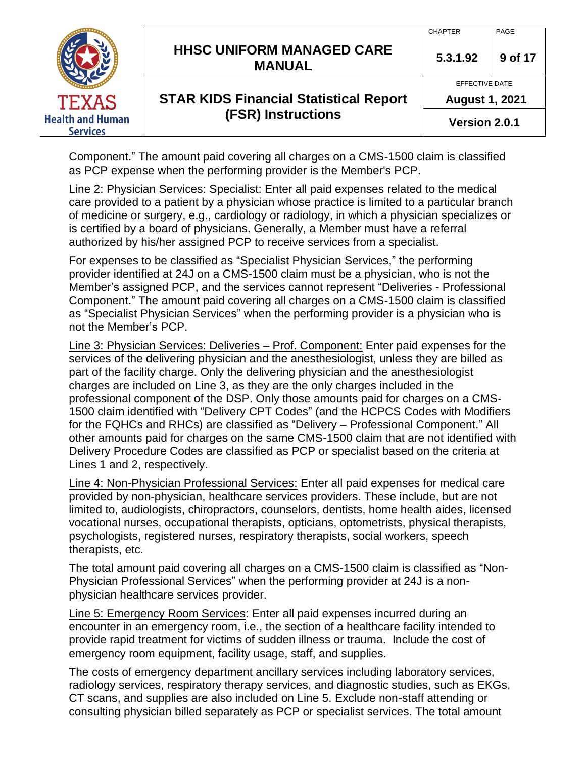Component." The amount paid covering all charges on a CMS-1500 claim is classified as PCP expense when the performing provider is the Member's PCP.

Line 2: Physician Services: Specialist: Enter all paid expenses related to the medical care provided to a patient by a physician whose practice is limited to a particular branch of medicine or surgery, e.g., cardiology or radiology, in which a physician specializes or is certified by a board of physicians. Generally, a Member must have a referral authorized by his/her assigned PCP to receive services from a specialist.

For expenses to be classified as "Specialist Physician Services," the performing provider identified at 24J on a CMS-1500 claim must be a physician, who is not the Member's assigned PCP, and the services cannot represent "Deliveries - Professional Component." The amount paid covering all charges on a CMS-1500 claim is classified as "Specialist Physician Services" when the performing provider is a physician who is not the Member's PCP.

Line 3: Physician Services: Deliveries – Prof. Component: Enter paid expenses for the services of the delivering physician and the anesthesiologist, unless they are billed as part of the facility charge. Only the delivering physician and the anesthesiologist charges are included on Line 3, as they are the only charges included in the professional component of the DSP. Only those amounts paid for charges on a CMS-1500 claim identified with "Delivery CPT Codes" (and the HCPCS Codes with Modifiers for the FQHCs and RHCs) are classified as "Delivery – Professional Component." All other amounts paid for charges on the same CMS-1500 claim that are not identified with Delivery Procedure Codes are classified as PCP or specialist based on the criteria at Lines 1 and 2, respectively.

Line 4: Non-Physician Professional Services: Enter all paid expenses for medical care provided by non-physician, healthcare services providers. These include, but are not limited to, audiologists, chiropractors, counselors, dentists, home health aides, licensed vocational nurses, occupational therapists, opticians, optometrists, physical therapists, psychologists, registered nurses, respiratory therapists, social workers, speech therapists, etc.

The total amount paid covering all charges on a CMS-1500 claim is classified as "Non-Physician Professional Services" when the performing provider at 24J is a non-physician healthcare services provider.

Line 5: Emergency Room Services: Enter all paid expenses incurred during an encounter in an emergency room, i.e., the section of a healthcare facility intended to provide rapid treatment for victims of sudden illness or trauma. Include the cost of emergency room equipment, facility usage, staff, and supplies.

The costs of emergency department ancillary services including laboratory services, radiology services, respiratory therapy services, and diagnostic studies, such as EKGs, CT scans, and supplies are also included on Line 5. Exclude non-staff attending or consulting physician billed separately as PCP or specialist services. The total amount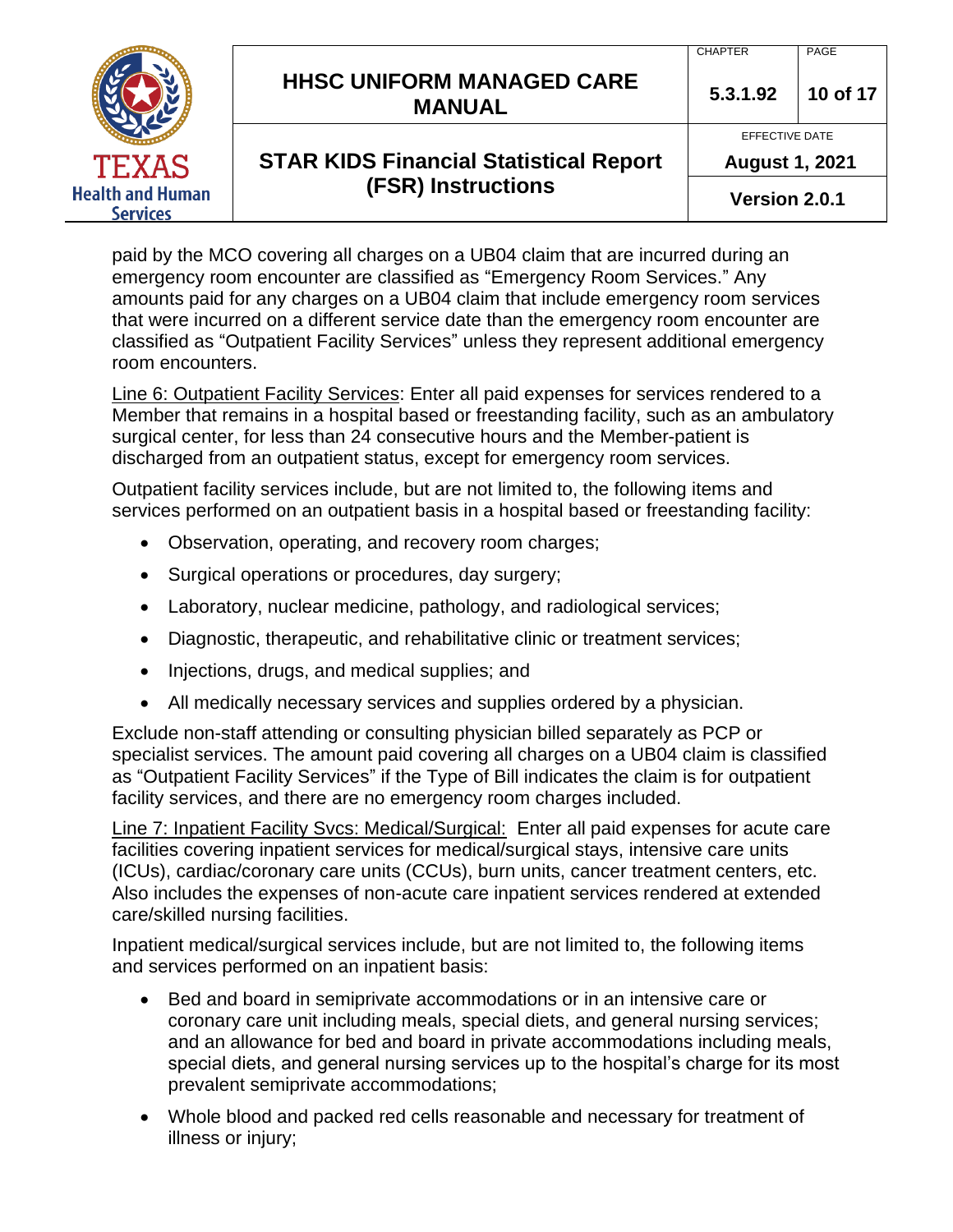paid by the MCO covering all charges on a UB04 claim that are incurred during an emergency room encounter are classified as "Emergency Room Services." Any amounts paid for any charges on a UB04 claim that include emergency room services that were incurred on a different service date than the emergency room encounter are classified as "Outpatient Facility Services" unless they represent additional emergency room encounters.

<u>Line 6: Outpatient Facility Services</u>: Enter all paid expenses for services rendered to a Member that remains in a hospital based or freestanding facility, such as an ambulatory surgical center, for less than 24 consecutive hours and the Member-patient is discharged from an outpatient status, except for emergency room services.

Outpatient facility services include, but are not limited to, the following items and services performed on an outpatient basis in a hospital based or freestanding facility:

- Observation, operating, and recovery room charges;
- Surgical operations or procedures, day surgery;
- Laboratory, nuclear medicine, pathology, and radiological services;
- Diagnostic, therapeutic, and rehabilitative clinic or treatment services;
- Injections, drugs, and medical supplies; and
- All medically necessary services and supplies ordered by a physician.

Exclude non-staff attending or consulting physician billed separately as PCP or specialist services. The amount paid covering all charges on a UB04 claim is classified as "Outpatient Facility Services" if the Type of Bill indicates the claim is for outpatient facility services, and there are no emergency room charges included.

<u>Line 7: Inpatient Facility Svcs: Medical/Surgical:</u> Enter all paid expenses for acute care facilities covering inpatient services for medical/surgical stays, intensive care units (ICUs), cardiac/coronary care units (CCUs), burn units, cancer treatment centers, etc. Also includes the expenses of non-acute care inpatient services rendered at extended care/skilled nursing facilities.

Inpatient medical/surgical services include, but are not limited to, the following items and services performed on an inpatient basis:

- Bed and board in semiprivate accommodations or in an intensive care or coronary care unit including meals, special diets, and general nursing services; and an allowance for bed and board in private accommodations including meals, special diets, and general nursing services up to the hospital's charge for its most prevalent semiprivate accommodations;
- Whole blood and packed red cells reasonable and necessary for treatment of illness or injury;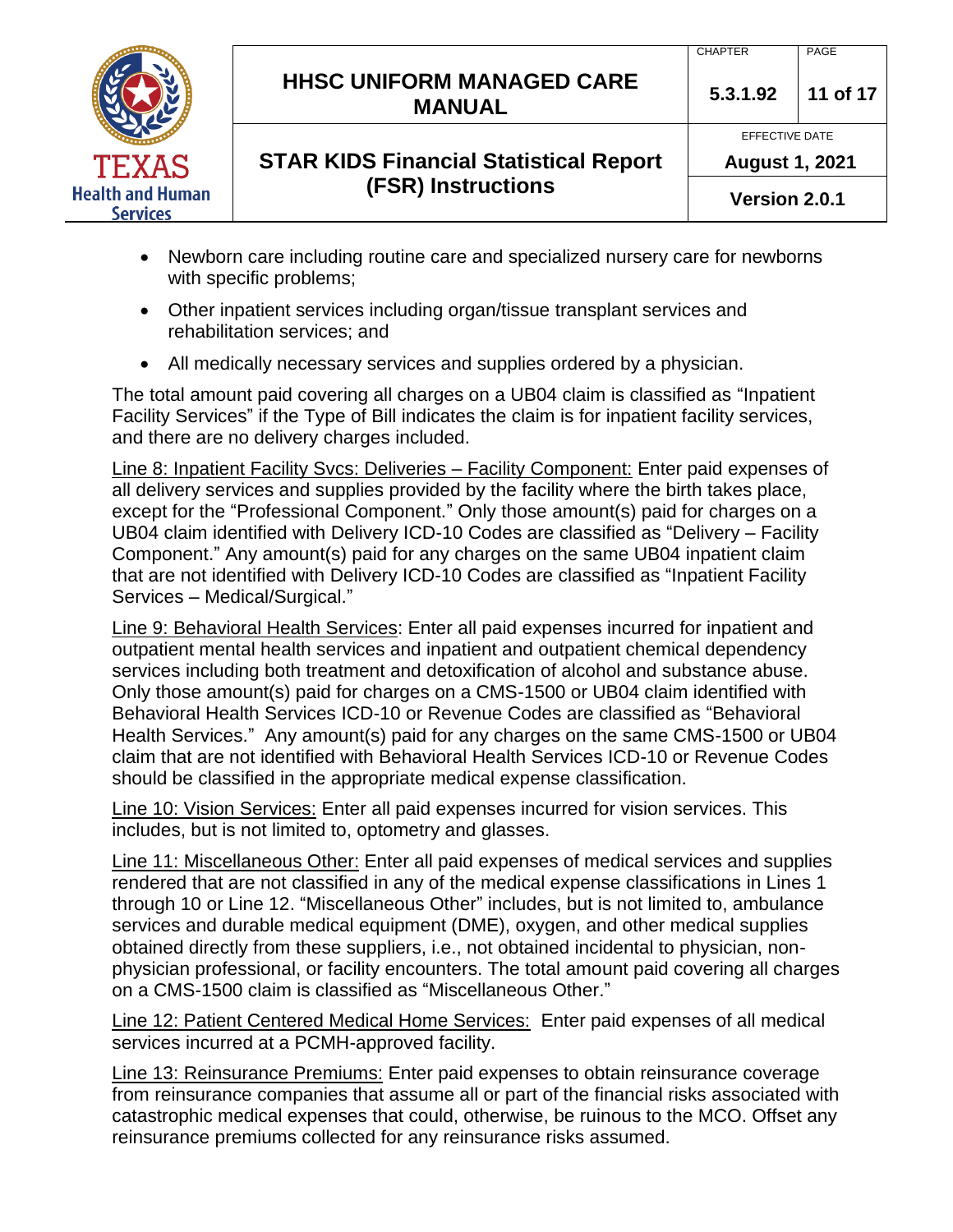- Newborn care including routine care and specialized nursery care for newborns with specific problems;
- Other inpatient services including organ/tissue transplant services and rehabilitation services; and
- All medically necessary services and supplies ordered by a physician.

The total amount paid covering all charges on a UB04 claim is classified as "Inpatient Facility Services" if the Type of Bill indicates the claim is for inpatient facility services, and there are no delivery charges included.

Line 8: Inpatient Facility Svcs: Deliveries – Facility Component: Enter paid expenses of all delivery services and supplies provided by the facility where the birth takes place, except for the "Professional Component." Only those amount(s) paid for charges on a UB04 claim identified with Delivery ICD-10 Codes are classified as "Delivery – Facility Component." Any amount(s) paid for any charges on the same UB04 inpatient claim that are not identified with Delivery ICD-10 Codes are classified as "Inpatient Facility Services – Medical/Surgical."

Line 9: Behavioral Health Services: Enter all paid expenses incurred for inpatient and outpatient mental health services and inpatient and outpatient chemical dependency services including both treatment and detoxification of alcohol and substance abuse. Only those amount(s) paid for charges on a CMS-1500 or UB04 claim identified with Behavioral Health Services ICD-10 or Revenue Codes are classified as "Behavioral Health Services." Any amount(s) paid for any charges on the same CMS-1500 or UB04 claim that are not identified with Behavioral Health Services ICD-10 or Revenue Codes should be classified in the appropriate medical expense classification.

Line 10: Vision Services: Enter all paid expenses incurred for vision services. This includes, but is not limited to, optometry and glasses.

Line 11: Miscellaneous Other: Enter all paid expenses of medical services and supplies rendered that are not classified in any of the medical expense classifications in Lines 1 through 10 or Line 12. "Miscellaneous Other" includes, but is not limited to, ambulance services and durable medical equipment (DME), oxygen, and other medical supplies obtained directly from these suppliers, i.e., not obtained incidental to physician, non-physician professional, or facility encounters. The total amount paid covering all charges on a CMS-1500 claim is classified as "Miscellaneous Other."

Line 12: Patient Centered Medical Home Services: Enter paid expenses of all medical services incurred at a PCMH-approved facility.

Line 13: Reinsurance Premiums: Enter paid expenses to obtain reinsurance coverage from reinsurance companies that assume all or part of the financial risks associated with catastrophic medical expenses that could, otherwise, be ruinous to the MCO. Offset any reinsurance premiums collected for any reinsurance risks assumed.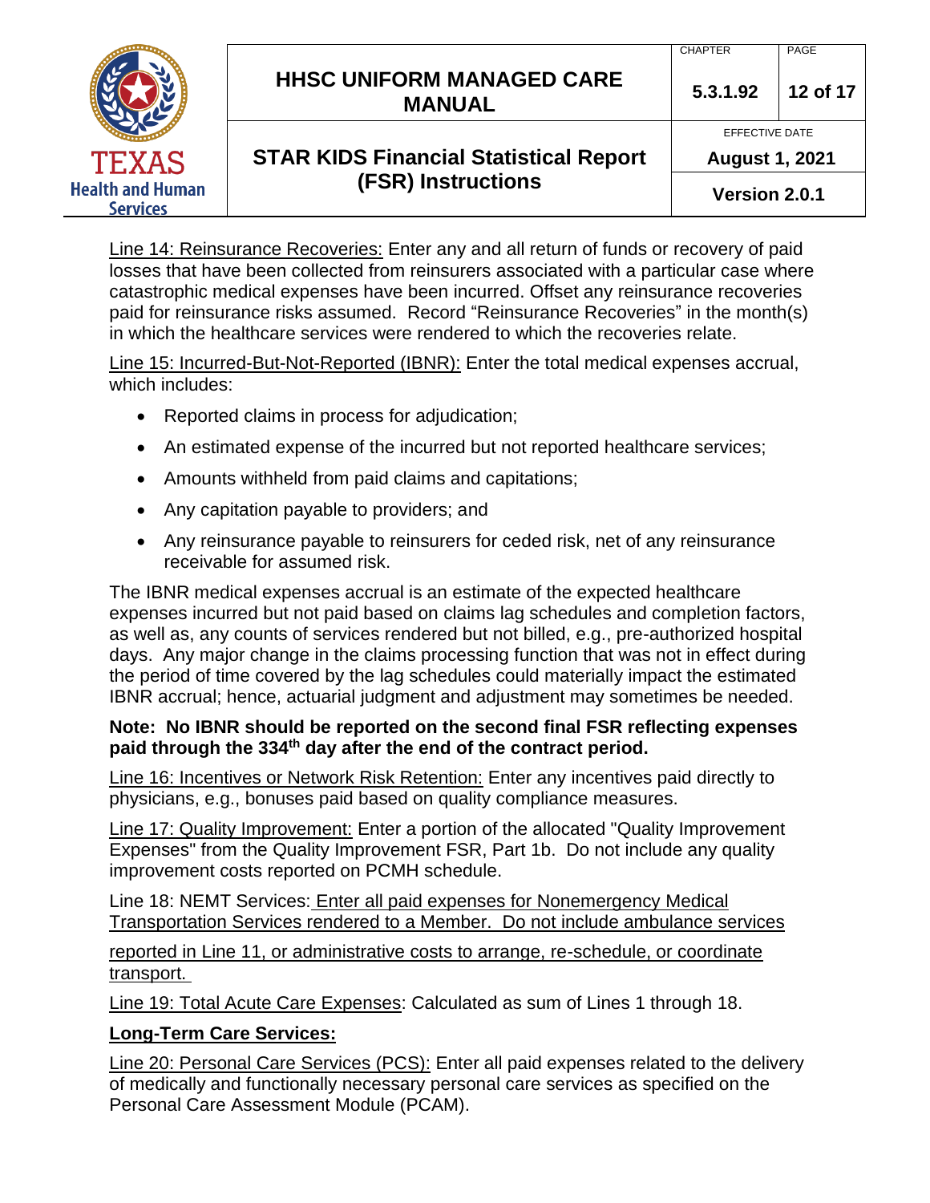Line 14: Reinsurance Recoveries: Enter any and all return of funds or recovery of paid losses that have been collected from reinsurers associated with a particular case where catastrophic medical expenses have been incurred. Offset any reinsurance recoveries paid for reinsurance risks assumed. Record "Reinsurance Recoveries" in the month(s) in which the healthcare services were rendered to which the recoveries relate.

Line 15: Incurred-But-Not-Reported (IBNR): Enter the total medical expenses accrual, which includes:

- Reported claims in process for adjudication;
- An estimated expense of the incurred but not reported healthcare services;
- Amounts withheld from paid claims and capitations;
- Any capitation payable to providers; and
- Any reinsurance payable to reinsurers for ceded risk, net of any reinsurance receivable for assumed risk.

The IBNR medical expenses accrual is an estimate of the expected healthcare expenses incurred but not paid based on claims lag schedules and completion factors, as well as, any counts of services rendered but not billed, e.g., pre-authorized hospital days. Any major change in the claims processing function that was not in effect during the period of time covered by the lag schedules could materially impact the estimated IBNR accrual; hence, actuarial judgment and adjustment may sometimes be needed.

**Note: No IBNR should be reported on the second final FSR reflecting expenses paid through the 334th day after the end of the contract period.**

Line 16: Incentives or Network Risk Retention: Enter any incentives paid directly to physicians, e.g., bonuses paid based on quality compliance measures.

Line 17: Quality Improvement: Enter a portion of the allocated "Quality Improvement Expenses" from the Quality Improvement FSR, Part 1b. Do not include any quality improvement costs reported on PCMH schedule.

Line 18: NEMT Services: Enter all paid expenses for Nonemergency Medical Transportation Services rendered to a Member. Do not include ambulance services reported in Line 11, or administrative costs to arrange, re-schedule, or coordinate transport.

Line 19: Total Acute Care Expenses: Calculated as sum of Lines 1 through 18.

**Long-Term Care Services:**

Line 20: Personal Care Services (PCS): Enter all paid expenses related to the delivery of medically and functionally necessary personal care services as specified on the Personal Care Assessment Module (PCAM).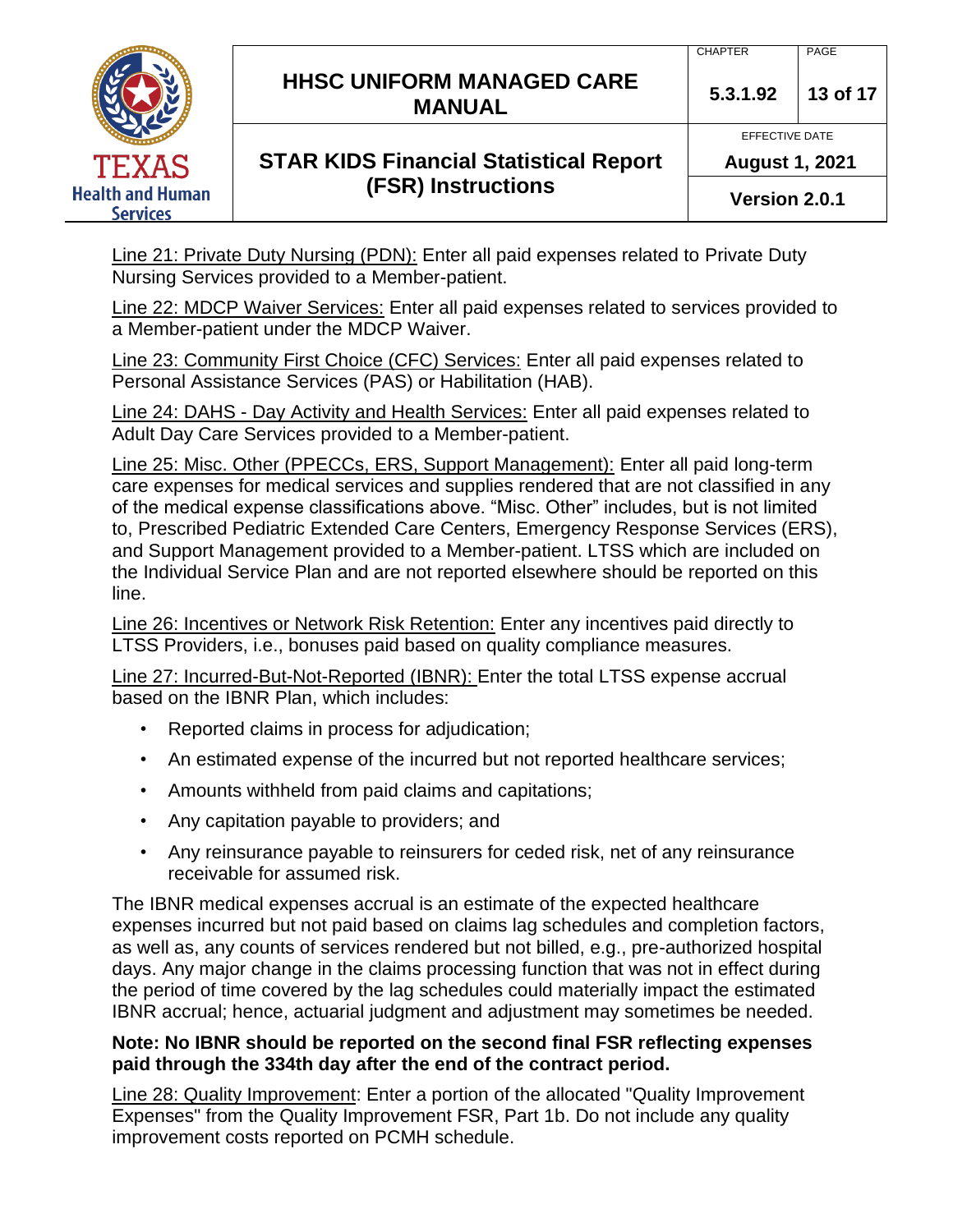Line 21: Private Duty Nursing (PDN): Enter all paid expenses related to Private Duty Nursing Services provided to a Member-patient.

Line 22: MDCP Waiver Services: Enter all paid expenses related to services provided to a Member-patient under the MDCP Waiver.

Line 23: Community First Choice (CFC) Services: Enter all paid expenses related to Personal Assistance Services (PAS) or Habilitation (HAB).

Line 24: DAHS - Day Activity and Health Services: Enter all paid expenses related to Adult Day Care Services provided to a Member-patient.

Line 25: Misc. Other (PPECCs, ERS, Support Management): Enter all paid long-term care expenses for medical services and supplies rendered that are not classified in any of the medical expense classifications above. "Misc. Other" includes, but is not limited to, Prescribed Pediatric Extended Care Centers, Emergency Response Services (ERS), and Support Management provided to a Member-patient. LTSS which are included on the Individual Service Plan and are not reported elsewhere should be reported on this line.

Line 26: Incentives or Network Risk Retention: Enter any incentives paid directly to LTSS Providers, i.e., bonuses paid based on quality compliance measures.

Line 27: Incurred-But-Not-Reported (IBNR): Enter the total LTSS expense accrual based on the IBNR Plan, which includes:

- Reported claims in process for adjudication;
- An estimated expense of the incurred but not reported healthcare services;
- Amounts withheld from paid claims and capitations;
- Any capitation payable to providers; and
- Any reinsurance payable to reinsurers for ceded risk, net of any reinsurance receivable for assumed risk.

The IBNR medical expenses accrual is an estimate of the expected healthcare expenses incurred but not paid based on claims lag schedules and completion factors, as well as, any counts of services rendered but not billed, e.g., pre-authorized hospital days. Any major change in the claims processing function that was not in effect during the period of time covered by the lag schedules could materially impact the estimated IBNR accrual; hence, actuarial judgment and adjustment may sometimes be needed.

**Note: No IBNR should be reported on the second final FSR reflecting expenses paid through the 334th day after the end of the contract period.**

Line 28: Quality Improvement: Enter a portion of the allocated "Quality Improvement Expenses" from the Quality Improvement FSR, Part 1b. Do not include any quality improvement costs reported on PCMH schedule.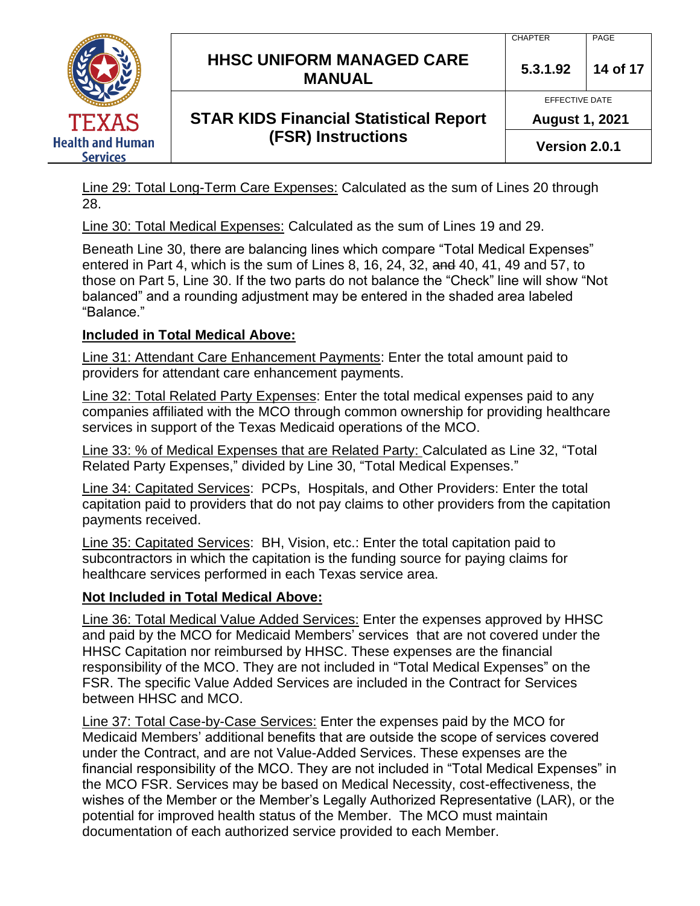Line 29: Total Long-Term Care Expenses: Calculated as the sum of Lines 20 through 28.

Line 30: Total Medical Expenses: Calculated as the sum of Lines 19 and 29.

Beneath Line 30, there are balancing lines which compare "Total Medical Expenses" entered in Part 4, which is the sum of Lines 8, 16, 24, 32, ~~and~~ 40, 41, 49 and 57, to those on Part 5, Line 30. If the two parts do not balance the "Check" line will show "Not balanced" and a rounding adjustment may be entered in the shaded area labeled "Balance."

**Included in Total Medical Above:**

Line 31: Attendant Care Enhancement Payments: Enter the total amount paid to providers for attendant care enhancement payments.

Line 32: Total Related Party Expenses: Enter the total medical expenses paid to any companies affiliated with the MCO through common ownership for providing healthcare services in support of the Texas Medicaid operations of the MCO.

Line 33: % of Medical Expenses that are Related Party: Calculated as Line 32, "Total Related Party Expenses," divided by Line 30, "Total Medical Expenses."

Line 34: Capitated Services: PCPs, Hospitals, and Other Providers: Enter the total capitation paid to providers that do not pay claims to other providers from the capitation payments received.

Line 35: Capitated Services: BH, Vision, etc.: Enter the total capitation paid to subcontractors in which the capitation is the funding source for paying claims for healthcare services performed in each Texas service area.

**Not Included in Total Medical Above:**

Line 36: Total Medical Value Added Services: Enter the expenses approved by HHSC and paid by the MCO for Medicaid Members' services that are not covered under the HHSC Capitation nor reimbursed by HHSC. These expenses are the financial responsibility of the MCO. They are not included in "Total Medical Expenses" on the FSR. The specific Value Added Services are included in the Contract for Services between HHSC and MCO.

Line 37: Total Case-by-Case Services: Enter the expenses paid by the MCO for Medicaid Members' additional benefits that are outside the scope of services covered under the Contract, and are not Value-Added Services. These expenses are the financial responsibility of the MCO. They are not included in "Total Medical Expenses" in the MCO FSR. Services may be based on Medical Necessity, cost-effectiveness, the wishes of the Member or the Member's Legally Authorized Representative (LAR), or the potential for improved health status of the Member. The MCO must maintain documentation of each authorized service provided to each Member.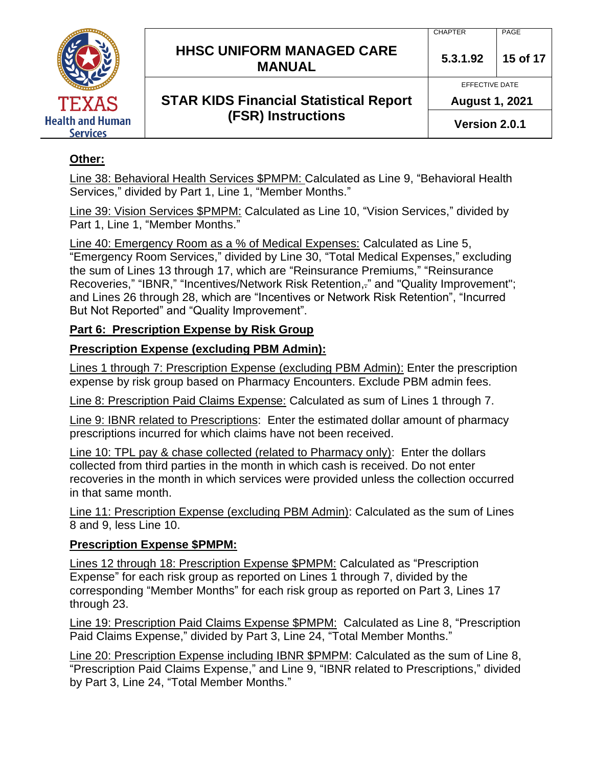**Other:**

Line 38: Behavioral Health Services $PMPM: Calculated as Line 9, "Behavioral Health Services," divided by Part 1, Line 1, "Member Months."

Line 39: Vision Services $PMPM: Calculated as Line 10, "Vision Services," divided by Part 1, Line 1, "Member Months."

Line 40: Emergency Room as a % of Medical Expenses: Calculated as Line 5, "Emergency Room Services," divided by Line 30, "Total Medical Expenses," excluding the sum of Lines 13 through 17, which are "Reinsurance Premiums," "Reinsurance Recoveries," "IBNR," "Incentives/Network Risk Retention," and "Quality Improvement"; and Lines 26 through 28, which are "Incentives or Network Risk Retention", "Incurred But Not Reported" and "Quality Improvement".

**Part 6: Prescription Expense by Risk Group**

**Prescription Expense (excluding PBM Admin):**

Lines 1 through 7: Prescription Expense (excluding PBM Admin): Enter the prescription expense by risk group based on Pharmacy Encounters. Exclude PBM admin fees.

Line 8: Prescription Paid Claims Expense: Calculated as sum of Lines 1 through 7.

Line 9: IBNR related to Prescriptions: Enter the estimated dollar amount of pharmacy prescriptions incurred for which claims have not been received.

Line 10: TPL pay & chase collected (related to Pharmacy only): Enter the dollars collected from third parties in the month in which cash is received. Do not enter recoveries in the month in which services were provided unless the collection occurred in that same month.

Line 11: Prescription Expense (excluding PBM Admin): Calculated as the sum of Lines 8 and 9, less Line 10.

**Prescription Expense $PMPM:**

Lines 12 through 18: Prescription Expense $PMPM: Calculated as "Prescription Expense" for each risk group as reported on Lines 1 through 7, divided by the corresponding "Member Months" for each risk group as reported on Part 3, Lines 17 through 23.

Line 19: Prescription Paid Claims Expense $PMPM: Calculated as Line 8, "Prescription Paid Claims Expense," divided by Part 3, Line 24, "Total Member Months."

Line 20: Prescription Expense including IBNR $PMPM: Calculated as the sum of Line 8, "Prescription Paid Claims Expense," and Line 9, "IBNR related to Prescriptions," divided by Part 3, Line 24, "Total Member Months."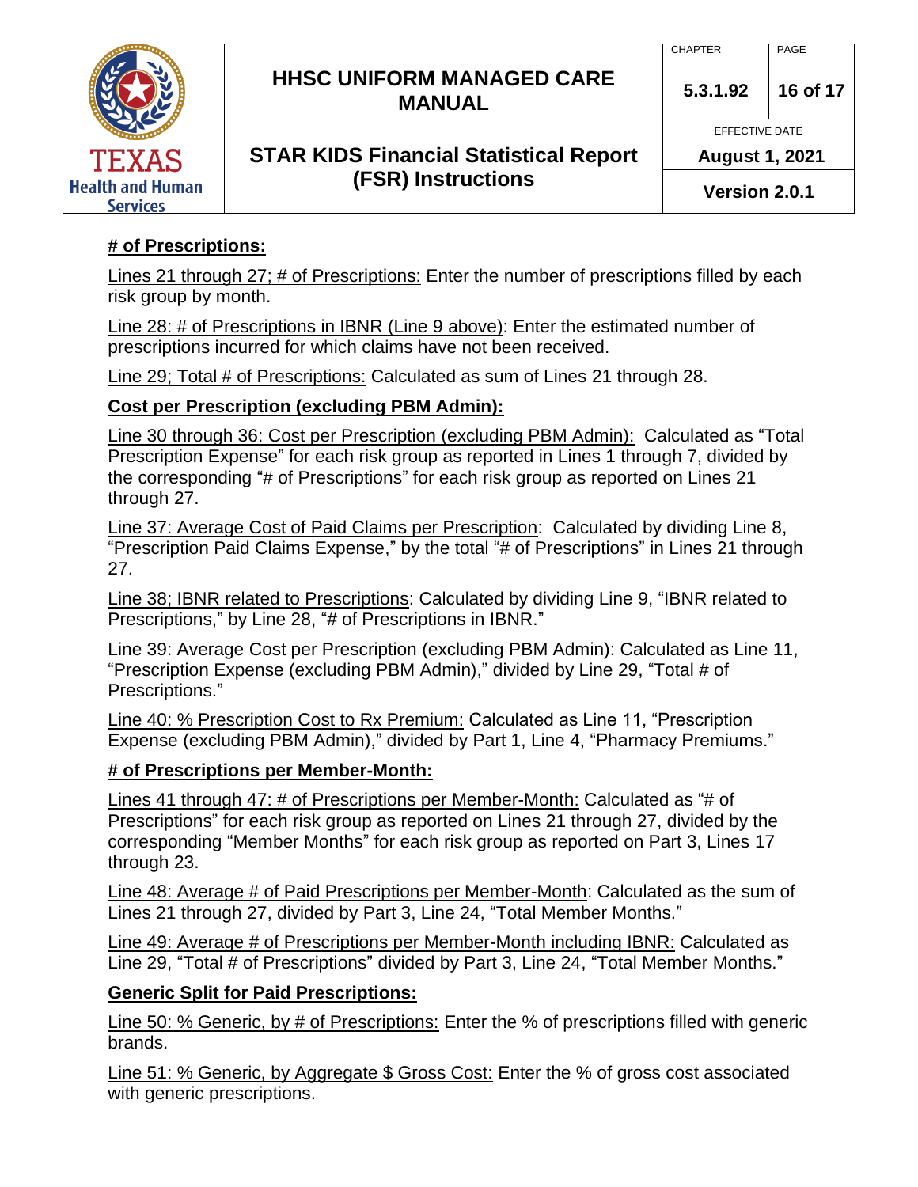**# of Prescriptions:**

Lines 21 through 27; # of Prescriptions: Enter the number of prescriptions filled by each risk group by month.

Line 28: # of Prescriptions in IBNR (Line 9 above): Enter the estimated number of prescriptions incurred for which claims have not been received.

Line 29; Total # of Prescriptions: Calculated as sum of Lines 21 through 28.

**Cost per Prescription (excluding PBM Admin):**

Line 30 through 36: Cost per Prescription (excluding PBM Admin): Calculated as "Total Prescription Expense" for each risk group as reported in Lines 1 through 7, divided by the corresponding "# of Prescriptions" for each risk group as reported on Lines 21 through 27.

Line 37: Average Cost of Paid Claims per Prescription: Calculated by dividing Line 8, "Prescription Paid Claims Expense," by the total "# of Prescriptions" in Lines 21 through 27.

Line 38; IBNR related to Prescriptions: Calculated by dividing Line 9, "IBNR related to Prescriptions," by Line 28, "# of Prescriptions in IBNR."

Line 39: Average Cost per Prescription (excluding PBM Admin): Calculated as Line 11, "Prescription Expense (excluding PBM Admin)," divided by Line 29, "Total # of Prescriptions."

Line 40: % Prescription Cost to Rx Premium: Calculated as Line 11, "Prescription Expense (excluding PBM Admin)," divided by Part 1, Line 4, "Pharmacy Premiums."

**# of Prescriptions per Member-Month:**

Lines 41 through 47: # of Prescriptions per Member-Month: Calculated as "# of Prescriptions" for each risk group as reported on Lines 21 through 27, divided by the corresponding "Member Months" for each risk group as reported on Part 3, Lines 17 through 23.

Line 48: Average # of Paid Prescriptions per Member-Month: Calculated as the sum of Lines 21 through 27, divided by Part 3, Line 24, "Total Member Months."

Line 49: Average # of Prescriptions per Member-Month including IBNR: Calculated as Line 29, "Total # of Prescriptions" divided by Part 3, Line 24, "Total Member Months."

**Generic Split for Paid Prescriptions:**

Line 50: % Generic, by # of Prescriptions: Enter the % of prescriptions filled with generic brands.

Line 51: % Generic, by Aggregate $ Gross Cost: Enter the % of gross cost associated with generic prescriptions.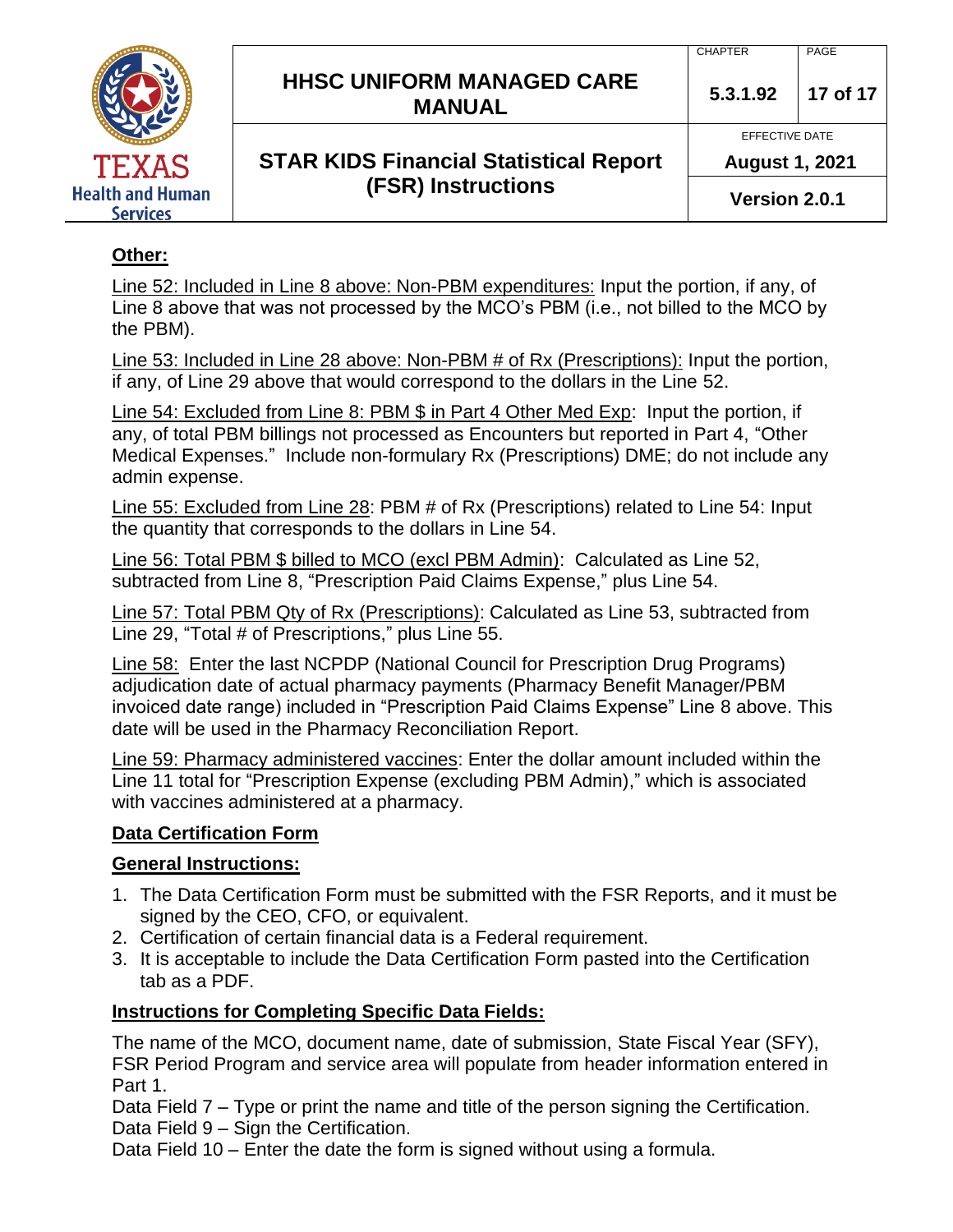**Other:**

Line 52: Included in Line 8 above: Non-PBM expenditures: Input the portion, if any, of Line 8 above that was not processed by the MCO's PBM (i.e., not billed to the MCO by the PBM).

Line 53: Included in Line 28 above: Non-PBM # of Rx (Prescriptions): Input the portion, if any, of Line 29 above that would correspond to the dollars in the Line 52.

Line 54: Excluded from Line 8: PBM $ in Part 4 Other Med Exp: Input the portion, if any, of total PBM billings not processed as Encounters but reported in Part 4, "Other Medical Expenses." Include non-formulary Rx (Prescriptions) DME; do not include any admin expense.

Line 55: Excluded from Line 28: PBM # of Rx (Prescriptions) related to Line 54: Input the quantity that corresponds to the dollars in Line 54.

Line 56: Total PBM $ billed to MCO (excl PBM Admin): Calculated as Line 52, subtracted from Line 8, "Prescription Paid Claims Expense," plus Line 54.

Line 57: Total PBM Qty of Rx (Prescriptions): Calculated as Line 53, subtracted from Line 29, "Total # of Prescriptions," plus Line 55.

Line 58: Enter the last NCPDP (National Council for Prescription Drug Programs) adjudication date of actual pharmacy payments (Pharmacy Benefit Manager/PBM invoiced date range) included in "Prescription Paid Claims Expense" Line 8 above. This date will be used in the Pharmacy Reconciliation Report.

Line 59: Pharmacy administered vaccines: Enter the dollar amount included within the Line 11 total for "Prescription Expense (excluding PBM Admin)," which is associated with vaccines administered at a pharmacy.

**Data Certification Form**

**General Instructions:**

1. The Data Certification Form must be submitted with the FSR Reports, and it must be signed by the CEO, CFO, or equivalent.
2. Certification of certain financial data is a Federal requirement.
3. It is acceptable to include the Data Certification Form pasted into the Certification tab as a PDF.

**Instructions for Completing Specific Data Fields:**

The name of the MCO, document name, date of submission, State Fiscal Year (SFY), FSR Period Program and service area will populate from header information entered in Part 1.
Data Field 7 – Type or print the name and title of the person signing the Certification.
Data Field 9 – Sign the Certification.
Data Field 10 – Enter the date the form is signed without using a formula.